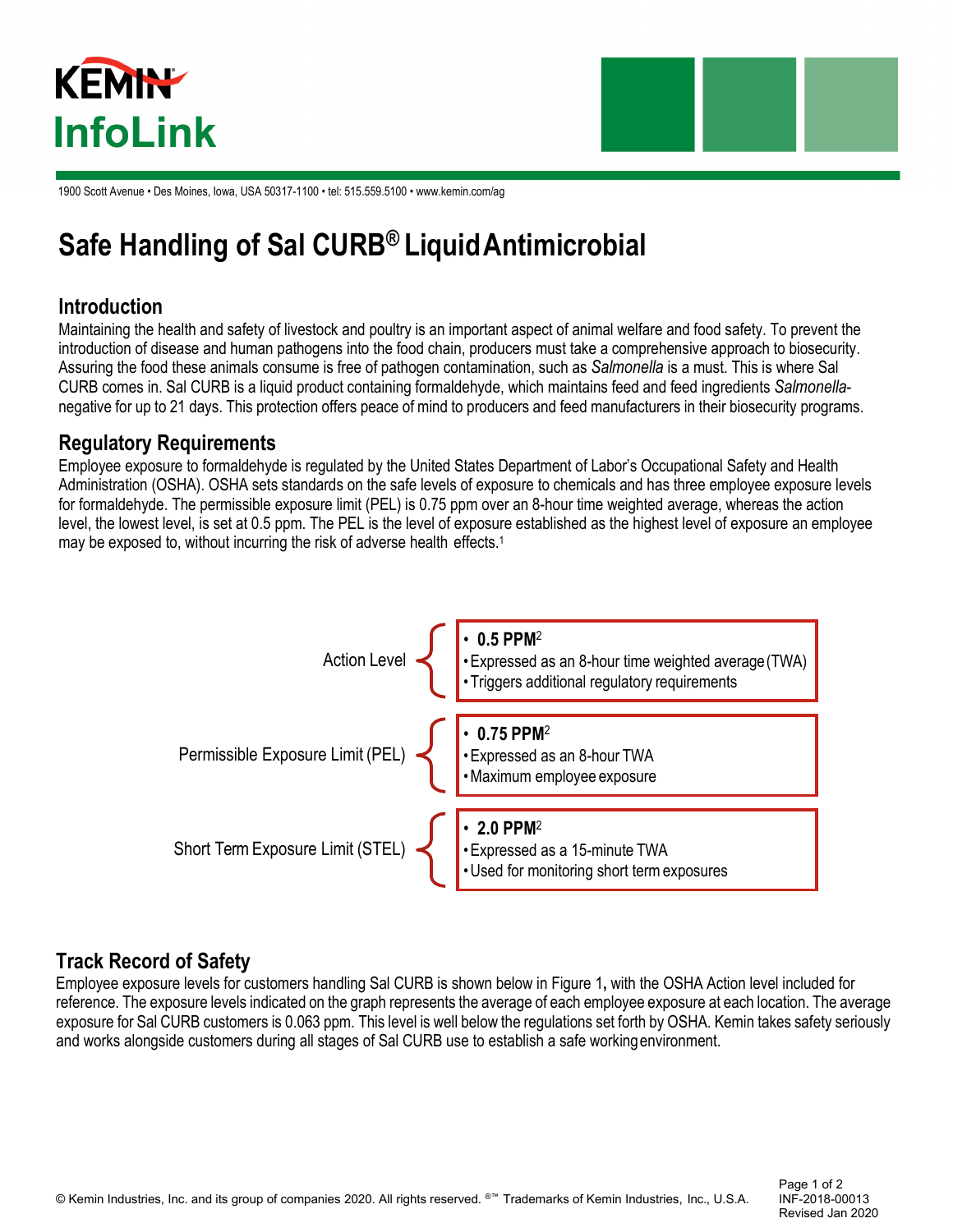KEMIN InfoLink

1900 Scott Avenue • Des Moines, Iowa, USA 50317-1100 • tel: 515.559.5100 • www.kemin.com/ag

# Safe Handling of Sal CURB® Liquid Antimicrobial

## Introduction

Maintaining the health and safety of livestock and poultry is an important aspect of animal welfare and food safety. To prevent the introduction of disease and human pathogens into the food chain, producers must take a comprehensive approach to biosecurity. Assuring the food these animals consume is free of pathogen contamination, such as *Salmonella* is a must. This is where Sal CURB comes in. Sal CURB is a liquid product containing formaldehyde, which maintains feed and feed ingredients *Salmonella*-negative for up to 21 days. This protection offers peace of mind to producers and feed manufacturers in their biosecurity programs.

## Regulatory Requirements

Employee exposure to formaldehyde is regulated by the United States Department of Labor's Occupational Safety and Health Administration (OSHA). OSHA sets standards on the safe levels of exposure to chemicals and has three employee exposure levels for formaldehyde. The permissible exposure limit (PEL) is 0.75 ppm over an 8-hour time weighted average, whereas the action level, the lowest level, is set at 0.5 ppm. The PEL is the level of exposure established as the highest level of exposure an employee may be exposed to, without incurring the risk of adverse health effects.[1]

Action Level
- **0.5 PPM**[2]
- Expressed as an 8-hour time weighted average (TWA)
- Triggers additional regulatory requirements

Permissible Exposure Limit (PEL)
- **0.75 PPM**[2]
- Expressed as an 8-hour TWA
- Maximum employee exposure

Short Term Exposure Limit (STEL)
- **2.0 PPM**[2]
- Expressed as a 15-minute TWA
- Used for monitoring short term exposures

## Track Record of Safety

Employee exposure levels for customers handling Sal CURB is shown below in Figure 1**,** with the OSHA Action level included for reference. The exposure levels indicated on the graph represents the average of each employee exposure at each location. The average exposure for Sal CURB customers is 0.063 ppm. This level is well below the regulations set forth by OSHA. Kemin takes safety seriously and works alongside customers during all stages of Sal CURB use to establish a safe working environment.

© Kemin Industries, Inc. and its group of companies 2020. All rights reserved. ®™ Trademarks of Kemin Industries, Inc., U.S.A.

INF-2018-00013
Revised Jan 2020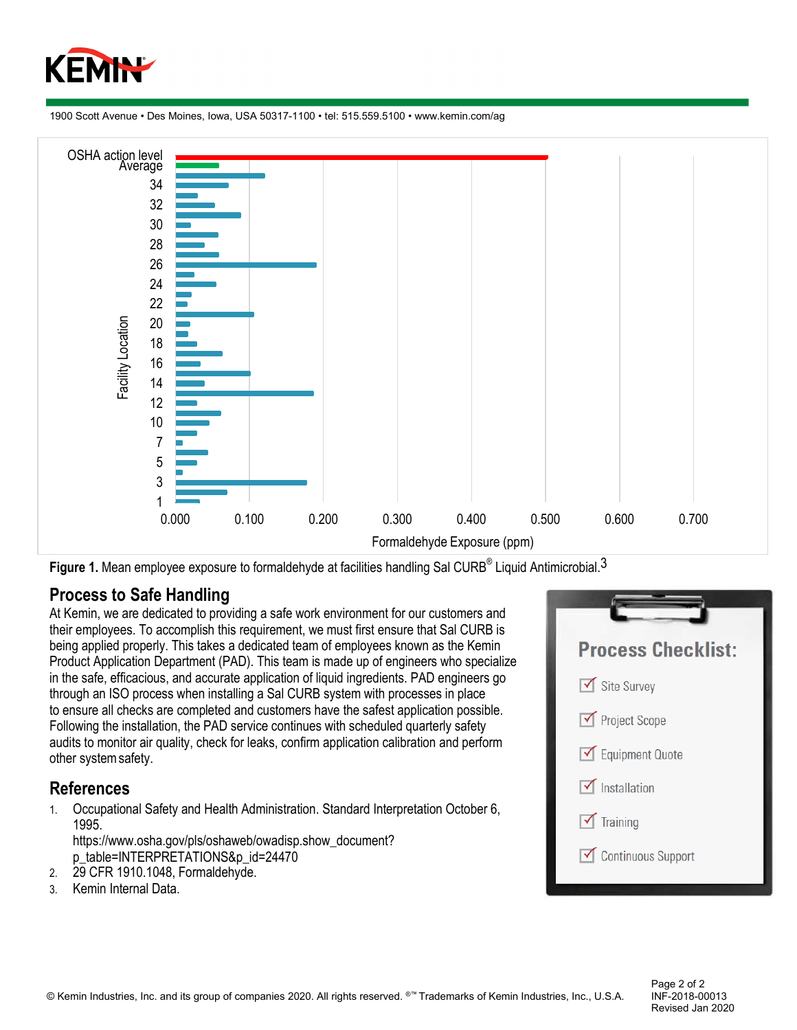KEMIN

1900 Scott Avenue • Des Moines, Iowa, USA 50317-1100 • tel: 515.559.5100 • www.kemin.com/ag

OSHA action level
Average
34
32
30
28
26
24
22
20
18
16
14
12
10
7
5
3
1

Facility Location

0.000
0.100
0.200
0.300
0.400
0.500
0.600
0.700

Formaldehyde Exposure (ppm)

**Figure 1.** Mean employee exposure to formaldehyde at facilities handling Sal CURB® Liquid Antimicrobial.[3]

## Process to Safe Handling

At Kemin, we are dedicated to providing a safe work environment for our customers and their employees. To accomplish this requirement, we must first ensure that Sal CURB is being applied properly. This takes a dedicated team of employees known as the Kemin Product Application Department (PAD). This team is made up of engineers who specialize in the safe, efficacious, and accurate application of liquid ingredients. PAD engineers go through an ISO process when installing a Sal CURB system with processes in place to ensure all checks are completed and customers have the safest application possible. Following the installation, the PAD service continues with scheduled quarterly safety audits to monitor air quality, check for leaks, confirm application calibration and perform other system safety.

### Process Checklist:

- Site Survey
- Project Scope
- Equipment Quote
- Installation
- Training
- Continuous Support

## References

1. Occupational Safety and Health Administration. Standard Interpretation October 6, 1995. https://www.osha.gov/pls/oshaweb/owadisp.show_document?p_table=INTERPRETATIONS&p_id=24470
2. 29 CFR 1910.1048, Formaldehyde.
3. Kemin Internal Data.

© Kemin Industries, Inc. and its group of companies 2020. All rights reserved. ®™ Trademarks of Kemin Industries, Inc., U.S.A.

INF-2018-00013
Revised Jan 2020